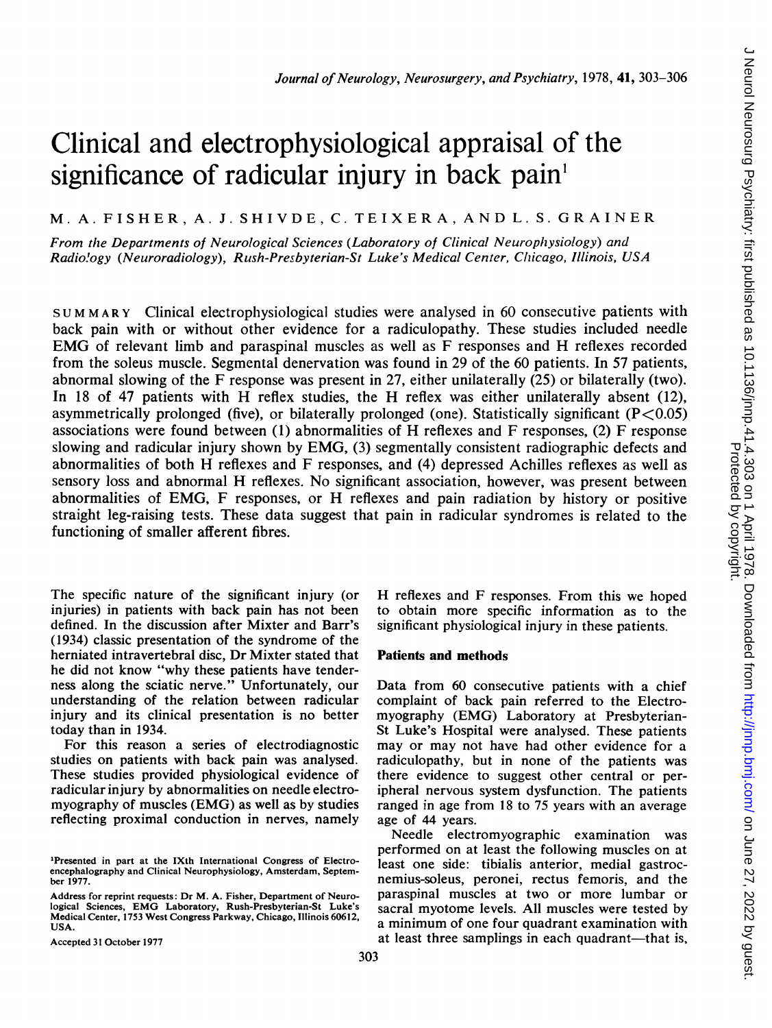# Clinical and electrophysiological appraisal of the significance of radicular injury in back pain[1]

M. A. FISHER, A. J. SHIVDE, C. TEIXERA, AND L. S. GRAINER

*From the Departments of Neurological Sciences (Laboratory of Clinical Neurophysiology) and Radiology (Neuroradiology), Rush-Presbyterian-St Luke's Medical Center, Chicago, Illinois, USA*

SUMMARY Clinical electrophysiological studies were analysed in 60 consecutive patients with back pain with or without other evidence for a radiculopathy. These studies included needle EMG of relevant limb and paraspinal muscles as well as F responses and H reflexes recorded from the soleus muscle. Segmental denervation was found in 29 of the 60 patients. In 57 patients, abnormal slowing of the F response was present in 27, either unilaterally (25) or bilaterally (two). In 18 of 47 patients with H reflex studies, the H reflex was either unilaterally absent (12), asymmetrically prolonged (five), or bilaterally prolonged (one). Statistically significant ($P<0.05$) associations were found between (1) abnormalities of H reflexes and F responses, (2) F response slowing and radicular injury shown by EMG, (3) segmentally consistent radiographic defects and abnormalities of both H reflexes and F responses, and (4) depressed Achilles reflexes as well as sensory loss and abnormal H reflexes. No significant association, however, was present between abnormalities of EMG, F responses, or H reflexes and pain radiation by history or positive straight leg-raising tests. These data suggest that pain in radicular syndromes is related to the functioning of smaller afferent fibres.

The specific nature of the significant injury (or injuries) in patients with back pain has not been defined. In the discussion after Mixter and Barr's (1934) classic presentation of the syndrome of the herniated intravertebral disc, Dr Mixter stated that he did not know "why these patients have tenderness along the sciatic nerve." Unfortunately, our understanding of the relation between radicular injury and its clinical presentation is no better today than in 1934.

For this reason a series of electrodiagnostic studies on patients with back pain was analysed. These studies provided physiological evidence of radicular injury by abnormalities on needle electromyography of muscles (EMG) as well as by studies reflecting proximal conduction in nerves, namely H reflexes and F responses. From this we hoped to obtain more specific information as to the significant physiological injury in these patients.

## Patients and methods

Data from 60 consecutive patients with a chief complaint of back pain referred to the Electromyography (EMG) Laboratory at Presbyterian-St Luke's Hospital were analysed. These patients may or may not have had other evidence for a radiculopathy, but in none of the patients was there evidence to suggest other central or peripheral nervous system dysfunction. The patients ranged in age from 18 to 75 years with an average age of 44 years.

Needle electromyographic examination was performed on at least the following muscles on at least one side: tibialis anterior, medial gastrocnemius-soleus, peronei, rectus femoris, and the paraspinal muscles at two or more lumbar or sacral myotome levels. All muscles were tested by a minimum of one four quadrant examination with at least three samplings in each quadrant—that is,

[1]Presented in part at the IXth International Congress of Electroencephalography and Clinical Neurophysiology, Amsterdam, September 1977.

Address for reprint requests: Dr M. A. Fisher, Department of Neurological Sciences, EMG Laboratory, Rush-Presbyterian-St Luke's Medical Center, 1753 West Congress Parkway, Chicago, Illinois 60612, USA.

Accepted 31 October 1977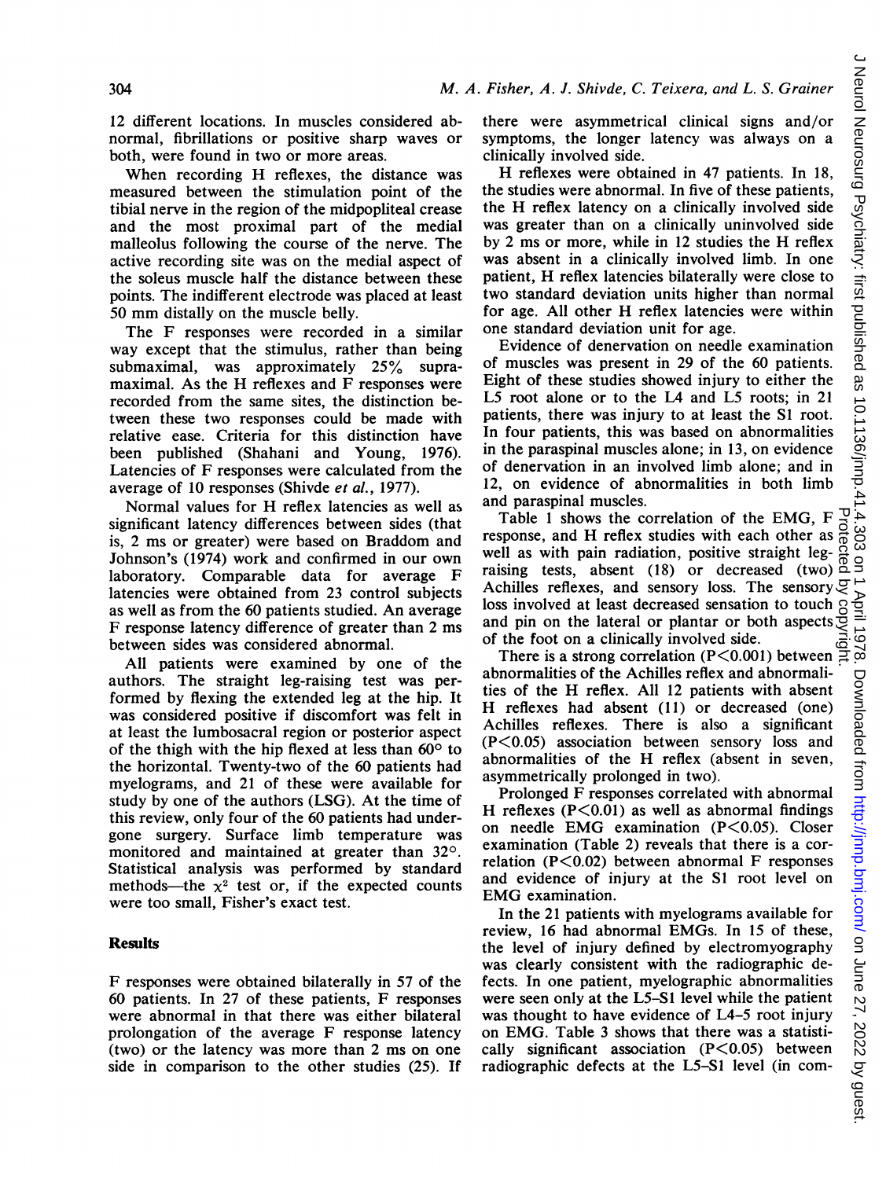12 different locations. In muscles considered abnormal, fibrillations or positive sharp waves or both, were found in two or more areas.

When recording H reflexes, the distance was measured between the stimulation point of the tibial nerve in the region of the midpopliteal crease and the most proximal part of the medial malleolus following the course of the nerve. The active recording site was on the medial aspect of the soleus muscle half the distance between these points. The indifferent electrode was placed at least 50 mm distally on the muscle belly.

The F responses were recorded in a similar way except that the stimulus, rather than being submaximal, was approximately 25% supramaximal. As the H reflexes and F responses were recorded from the same sites, the distinction between these two responses could be made with relative ease. Criteria for this distinction have been published (Shahani and Young, 1976). Latencies of F responses were calculated from the average of 10 responses (Shivde *et al.*, 1977).

Normal values for H reflex latencies as well as significant latency differences between sides (that is, 2 ms or greater) were based on Braddom and Johnson's (1974) work and confirmed in our own laboratory. Comparable data for average F latencies were obtained from 23 control subjects as well as from the 60 patients studied. An average F response latency difference of greater than 2 ms between sides was considered abnormal.

All patients were examined by one of the authors. The straight leg-raising test was performed by flexing the extended leg at the hip. It was considered positive if discomfort was felt in at least the lumbosacral region or posterior aspect of the thigh with the hip flexed at less than 60° to the horizontal. Twenty-two of the 60 patients had myelograms, and 21 of these were available for study by one of the authors (LSG). At the time of this review, only four of the 60 patients had undergone surgery. Surface limb temperature was monitored and maintained at greater than 32°. Statistical analysis was performed by standard methods—the $\chi^2$ test or, if the expected counts were too small, Fisher's exact test.

## Results

F responses were obtained bilaterally in 57 of the 60 patients. In 27 of these patients, F responses were abnormal in that there was either bilateral prolongation of the average F response latency (two) or the latency was more than 2 ms on one side in comparison to the other studies (25). If there were asymmetrical clinical signs and/or symptoms, the longer latency was always on a clinically involved side.

H reflexes were obtained in 47 patients. In 18, the studies were abnormal. In five of these patients, the H reflex latency on a clinically involved side was greater than on a clinically uninvolved side by 2 ms or more, while in 12 studies the H reflex was absent in a clinically involved limb. In one patient, H reflex latencies bilaterally were close to two standard deviation units higher than normal for age. All other H reflex latencies were within one standard deviation unit for age.

Evidence of denervation on needle examination of muscles was present in 29 of the 60 patients. Eight of these studies showed injury to either the L5 root alone or to the L4 and L5 roots; in 21 patients, there was injury to at least the S1 root. In four patients, this was based on abnormalities in the paraspinal muscles alone; in 13, on evidence of denervation in an involved limb alone; and in 12, on evidence of abnormalities in both limb and paraspinal muscles.

Table 1 shows the correlation of the EMG, F response, and H reflex studies with each other as well as with pain radiation, positive straight leg-raising tests, absent (18) or decreased (two) Achilles reflexes, and sensory loss. The sensory loss involved at least decreased sensation to touch and pin on the lateral or plantar or both aspects of the foot on a clinically involved side.

There is a strong correlation ($P<0.001$) between abnormalities of the Achilles reflex and abnormalities of the H reflex. All 12 patients with absent H reflexes had absent (11) or decreased (one) Achilles reflexes. There is also a significant ($P<0.05$) association between sensory loss and abnormalities of the H reflex (absent in seven, asymmetrically prolonged in two).

Prolonged F responses correlated with abnormal H reflexes ($P<0.01$) as well as abnormal findings on needle EMG examination ($P<0.05$). Closer examination (Table 2) reveals that there is a correlation ($P<0.02$) between abnormal F responses and evidence of injury at the S1 root level on EMG examination.

In the 21 patients with myelograms available for review, 16 had abnormal EMGs. In 15 of these, the level of injury defined by electromyography was clearly consistent with the radiographic defects. In one patient, myelographic abnormalities were seen only at the L5–S1 level while the patient was thought to have evidence of L4–5 root injury on EMG. Table 3 shows that there was a statistically significant association ($P<0.05$) between radiographic defects at the L5–S1 level (in com-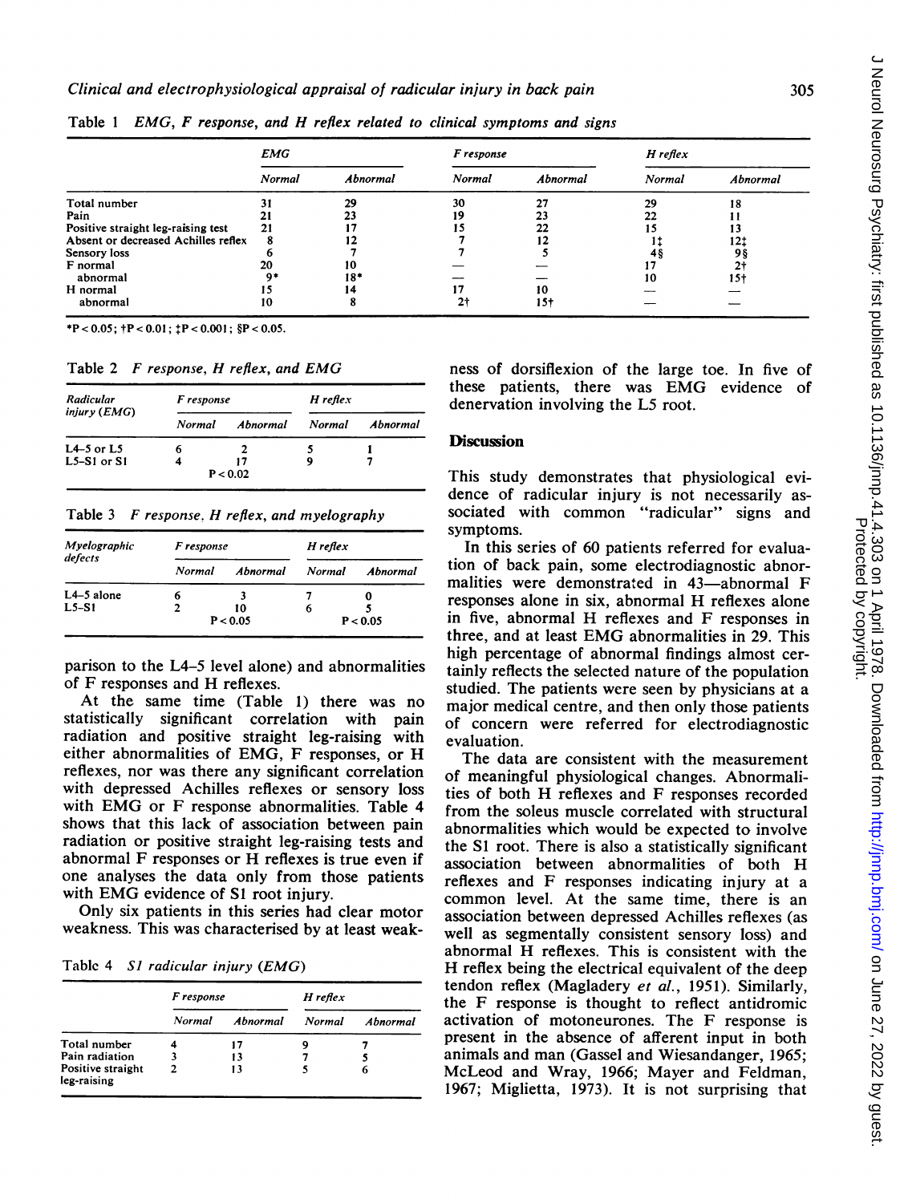Table 1 *EMG, F response, and H reflex related to clinical symptoms and signs*

| | EMG | | F response | | H reflex | |
|---|---|---|---|---|---|---|
| | Normal | Abnormal | Normal | Abnormal | Normal | Abnormal |
| Total number | 31 | 29 | 30 | 27 | 29 | 18 |
| Pain | 21 | 23 | 19 | 23 | 22 | 11 |
| Positive straight leg-raising test | 21 | 17 | 15 | 22 | 15 | 13 |
| Absent or decreased Achilles reflex | 8 | 12 | 7 | 12 | 1‡ | 12‡ |
| Sensory loss | 6 | 7 | 7 | 5 | 4§ | 9§ |
| F normal | 20 | 10 | — | — | 17 | 2† |
| abnormal | 9* | 18* | — | — | 10 | 15† |
| H normal | 15 | 14 | 17 | 10 | — | — |
| abnormal | 10 | 8 | 2† | 15† | — | — |

*$P < 0.05$; †$P < 0.01$; ‡$P < 0.001$; §$P < 0.05$.

Table 2 *F response, H reflex, and EMG*

| Radicular injury (EMG) | F response | | H reflex | |
|---|---|---|---|---|
| | Normal | Abnormal | Normal | Abnormal |
| L4–5 or L5 | 6 | 2 | 5 | 1 |
| L5–S1 or S1 | 4 | 17 | 9 | 7 |
| | $P < 0.02$ | | | |

Table 3 *F response, H reflex, and myelography*

| Myelographic defects | F response | | H reflex | |
|---|---|---|---|---|
| | Normal | Abnormal | Normal | Abnormal |
| L4–5 alone | 6 | 3 | 7 | 0 |
| L5–S1 | 2 | 10 | 6 | 5 |
| | $P < 0.05$ | | $P < 0.05$ | |

parison to the L4–5 level alone) and abnormalities of F responses and H reflexes.

At the same time (Table 1) there was no statistically significant correlation with pain radiation and positive straight leg-raising with either abnormalities of EMG, F responses, or H reflexes, nor was there any significant correlation with depressed Achilles reflexes or sensory loss with EMG or F response abnormalities. Table 4 shows that this lack of association between pain radiation or positive straight leg-raising tests and abnormal F responses or H reflexes is true even if one analyses the data only from those patients with EMG evidence of S1 root injury.

Only six patients in this series had clear motor weakness. This was characterised by at least weakness of dorsiflexion of the large toe. In five of these patients, there was EMG evidence of denervation involving the L5 root.

Table 4 *S1 radicular injury (EMG)*

| | F response | | H reflex | |
|---|---|---|---|---|
| | Normal | Abnormal | Normal | Abnormal |
| Total number | 4 | 17 | 9 | 7 |
| Pain radiation | 3 | 13 | 7 | 5 |
| Positive straight leg-raising | 2 | 13 | 5 | 6 |

## Discussion

This study demonstrates that physiological evidence of radicular injury is not necessarily associated with common "radicular" signs and symptoms.

In this series of 60 patients referred for evaluation of back pain, some electrodiagnostic abnormalities were demonstrated in 43—abnormal F responses alone in six, abnormal H reflexes alone in five, abnormal H reflexes and F responses in three, and at least EMG abnormalities in 29. This high percentage of abnormal findings almost certainly reflects the selected nature of the population studied. The patients were seen by physicians at a major medical centre, and then only those patients of concern were referred for electrodiagnostic evaluation.

The data are consistent with the measurement of meaningful physiological changes. Abnormalities of both H reflexes and F responses recorded from the soleus muscle correlated with structural abnormalities which would be expected to involve the S1 root. There is also a statistically significant association between abnormalities of both H reflexes and F responses indicating injury at a common level. At the same time, there is an association between depressed Achilles reflexes (as well as segmentally consistent sensory loss) and abnormal H reflexes. This is consistent with the H reflex being the electrical equivalent of the deep tendon reflex (Magladery *et al.*, 1951). Similarly, the F response is thought to reflect antidromic activation of motoneurones. The F response is present in the absence of afferent input in both animals and man (Gassel and Wiesandanger, 1965; McLeod and Wray, 1966; Mayer and Feldman, 1967; Miglietta, 1973). It is not surprising that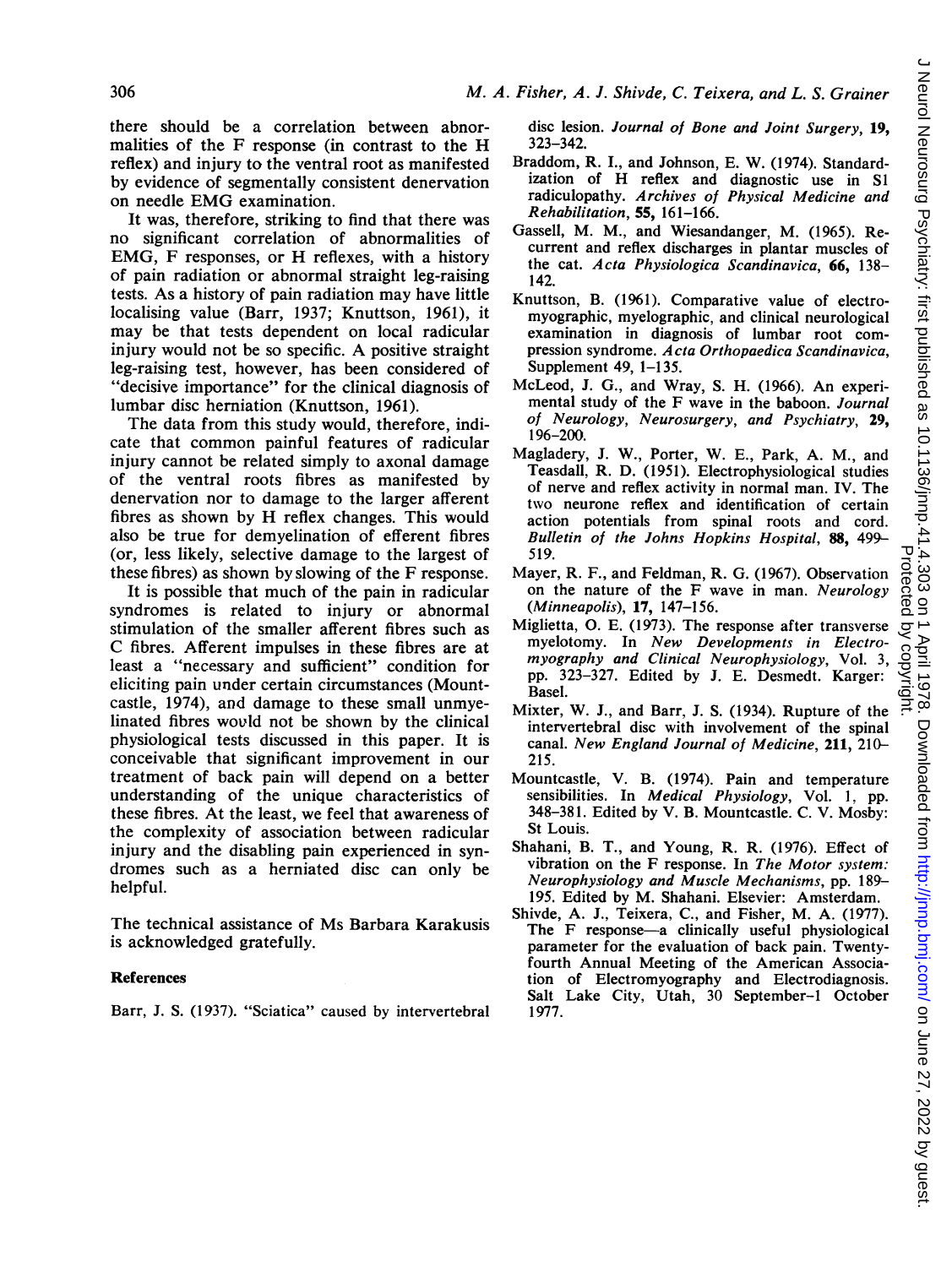there should be a correlation between abnormalities of the F response (in contrast to the H reflex) and injury to the ventral root as manifested by evidence of segmentally consistent denervation on needle EMG examination.

It was, therefore, striking to find that there was no significant correlation of abnormalities of EMG, F responses, or H reflexes, with a history of pain radiation or abnormal straight leg-raising tests. As a history of pain radiation may have little localising value (Barr, 1937; Knuttson, 1961), it may be that tests dependent on local radicular injury would not be so specific. A positive straight leg-raising test, however, has been considered of "decisive importance" for the clinical diagnosis of lumbar disc herniation (Knuttson, 1961).

The data from this study would, therefore, indicate that common painful features of radicular injury cannot be related simply to axonal damage of the ventral roots fibres as manifested by denervation nor to damage to the larger afferent fibres as shown by H reflex changes. This would also be true for demyelination of efferent fibres (or, less likely, selective damage to the largest of these fibres) as shown by slowing of the F response.

It is possible that much of the pain in radicular syndromes is related to injury or abnormal stimulation of the smaller afferent fibres such as C fibres. Afferent impulses in these fibres are at least a "necessary and sufficient" condition for eliciting pain under certain circumstances (Mountcastle, 1974), and damage to these small unmyelinated fibres would not be shown by the clinical physiological tests discussed in this paper. It is conceivable that significant improvement in our treatment of back pain will depend on a better understanding of the unique characteristics of these fibres. At the least, we feel that awareness of the complexity of association between radicular injury and the disabling pain experienced in syndromes such as a herniated disc can only be helpful.

The technical assistance of Ms Barbara Karakusis is acknowledged gratefully.

## References

Barr, J. S. (1937). "Sciatica" caused by intervertebral disc lesion. *Journal of Bone and Joint Surgery*, **19**, 323–342.

Braddom, R. I., and Johnson, E. W. (1974). Standardization of H reflex and diagnostic use in S1 radiculopathy. *Archives of Physical Medicine and Rehabilitation*, **55**, 161–166.

Gassell, M. M., and Wiesandanger, M. (1965). Recurrent and reflex discharges in plantar muscles of the cat. *Acta Physiologica Scandinavica*, **66**, 138–142.

Knuttson, B. (1961). Comparative value of electromyographic, myelographic, and clinical neurological examination in diagnosis of lumbar root compression syndrome. *Acta Orthopaedica Scandinavica*, Supplement 49, 1–135.

McLeod, J. G., and Wray, S. H. (1966). An experimental study of the F wave in the baboon. *Journal of Neurology, Neurosurgery, and Psychiatry*, **29**, 196–200.

Magladery, J. W., Porter, W. E., Park, A. M., and Teasdall, R. D. (1951). Electrophysiological studies of nerve and reflex activity in normal man. IV. The two neurone reflex and identification of certain action potentials from spinal roots and cord. *Bulletin of the Johns Hopkins Hospital*, **88**, 499–519.

Mayer, R. F., and Feldman, R. G. (1967). Observation on the nature of the F wave in man. *Neurology (Minneapolis)*, **17**, 147–156.

Miglietta, O. E. (1973). The response after transverse myelotomy. In *New Developments in Electromyography and Clinical Neurophysiology*, Vol. 3, pp. 323–327. Edited by J. E. Desmedt. Karger: Basel.

Mixter, W. J., and Barr, J. S. (1934). Rupture of the intervertebral disc with involvement of the spinal canal. *New England Journal of Medicine*, **211**, 210–215.

Mountcastle, V. B. (1974). Pain and temperature sensibilities. In *Medical Physiology*, Vol. 1, pp. 348–381. Edited by V. B. Mountcastle. C. V. Mosby: St Louis.

Shahani, B. T., and Young, R. R. (1976). Effect of vibration on the F response. In *The Motor system: Neurophysiology and Muscle Mechanisms*, pp. 189–195. Edited by M. Shahani. Elsevier: Amsterdam.

Shivde, A. J., Teixera, C., and Fisher, M. A. (1977). The F response—a clinically useful physiological parameter for the evaluation of back pain. Twenty-fourth Annual Meeting of the American Association of Electromyography and Electrodiagnosis. Salt Lake City, Utah, 30 September–1 October 1977.